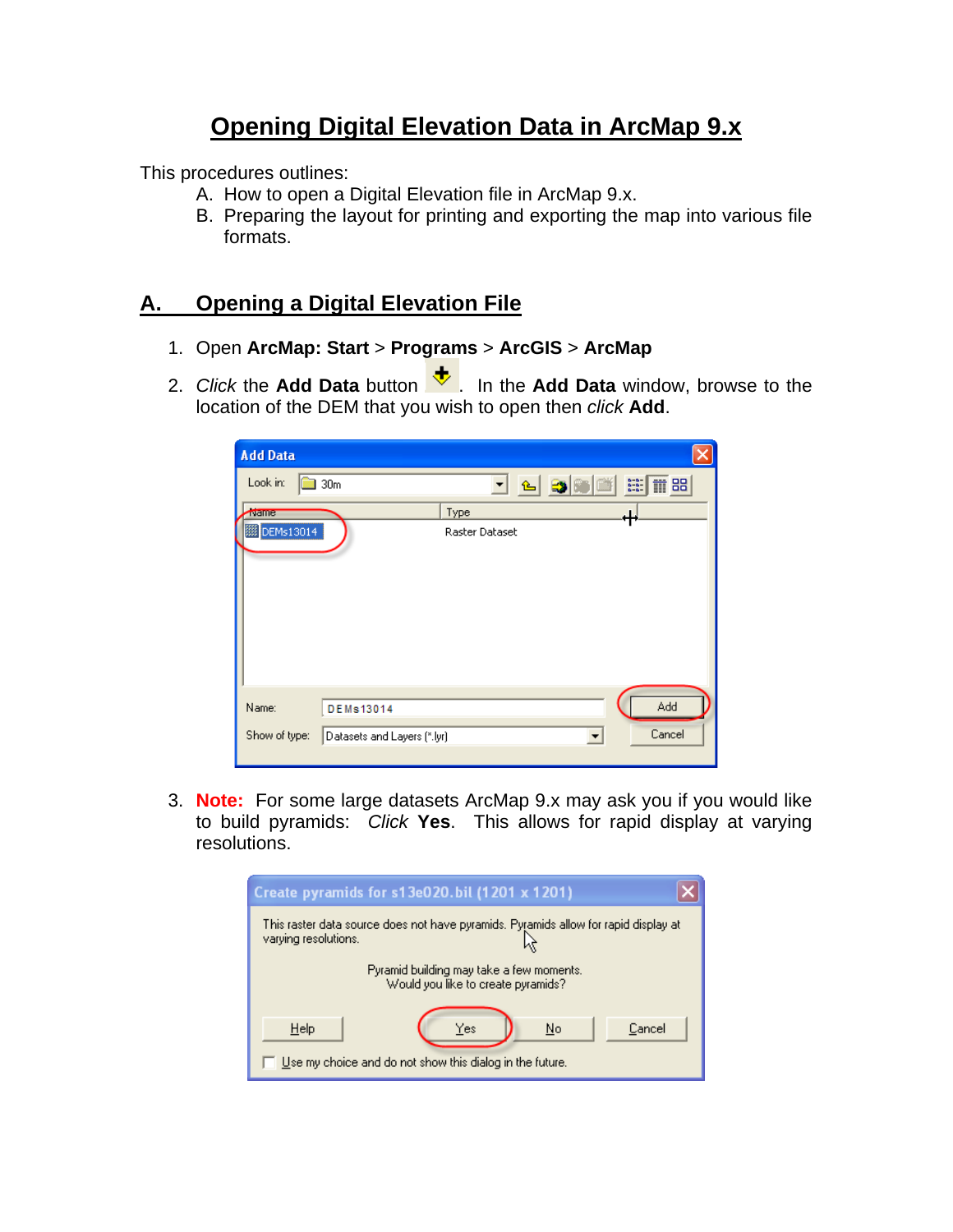# Opening Digital Elevation Data in ArcMap 9.x

This procedures outlines:

A. How to open a Digital Elevation file in ArcMap 9.x.
B. Preparing the layout for printing and exporting the map into various file formats.

## A. Opening a Digital Elevation File

1. Open **ArcMap: Start** > **Programs** > **ArcGIS** > **ArcMap**
2. *Click* the **Add Data** button. In the **Add Data** window, browse to the location of the DEM that you wish to open then *click* **Add**.
3. **Note:** For some large datasets ArcMap 9.x may ask you if you would like to build pyramids: *Click* **Yes**. This allows for rapid display at varying resolutions.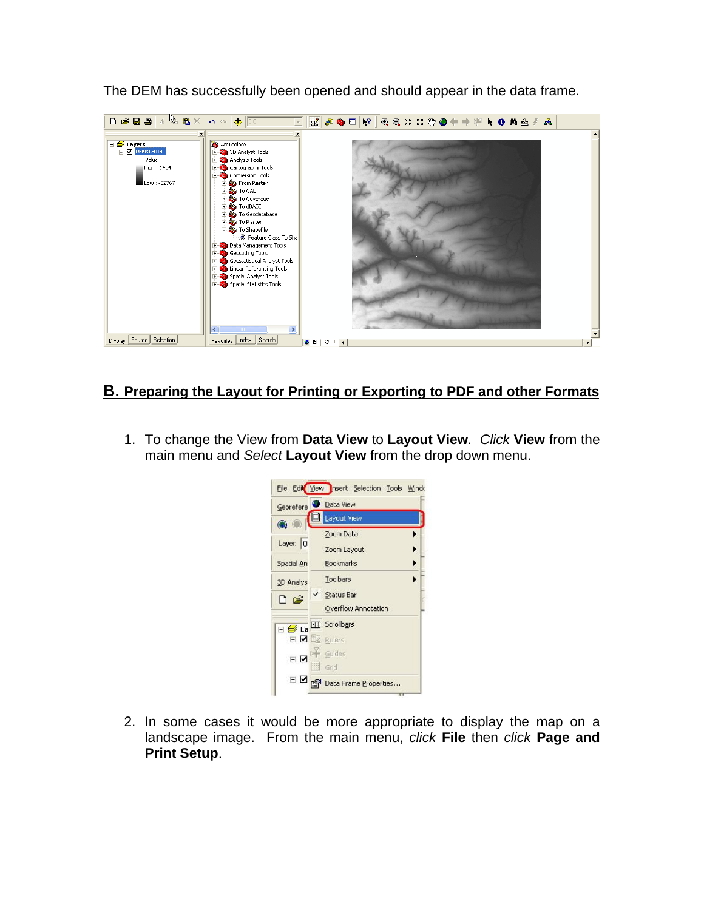The DEM has successfully been opened and should appear in the data frame.

## B. Preparing the Layout for Printing or Exporting to PDF and other Formats

1. To change the View from **Data View** to **Layout View**. *Click* **View** from the main menu and *Select* **Layout View** from the drop down menu.

2. In some cases it would be more appropriate to display the map on a landscape image. From the main menu, *click* **File** then *click* **Page and Print Setup**.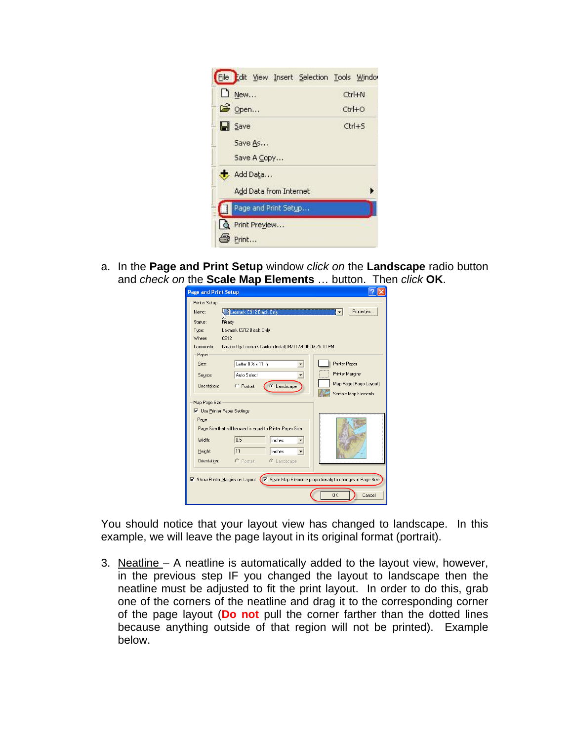a. In the **Page and Print Setup** window *click on* the **Landscape** radio button and *check on* the **Scale Map Elements** … button. Then *click* **OK**.

You should notice that your layout view has changed to landscape. In this example, we will leave the page layout in its original format (portrait).

3. Neatline – A neatline is automatically added to the layout view, however, in the previous step IF you changed the layout to landscape then the neatline must be adjusted to fit the print layout. In order to do this, grab one of the corners of the neatline and drag it to the corresponding corner of the page layout (**Do not** pull the corner farther than the dotted lines because anything outside of that region will not be printed). Example below.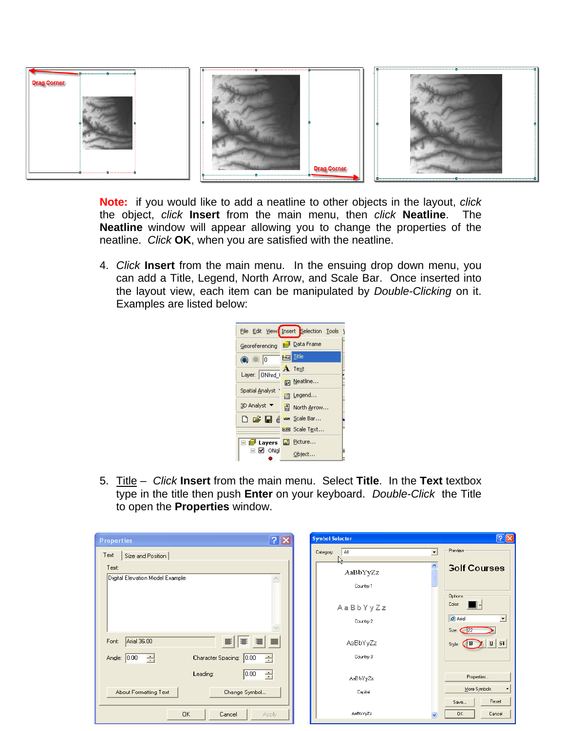**Note:** if you would like to add a neatline to other objects in the layout, *click* the object, *click* **Insert** from the main menu, then *click* **Neatline**. The **Neatline** window will appear allowing you to change the properties of the neatline. *Click* **OK**, when you are satisfied with the neatline.

4. *Click* **Insert** from the main menu. In the ensuing drop down menu, you can add a Title, Legend, North Arrow, and Scale Bar. Once inserted into the layout view, each item can be manipulated by *Double-Clicking* on it. Examples are listed below:

5. Title – *Click* **Insert** from the main menu. Select **Title**. In the **Text** textbox type in the title then push **Enter** on your keyboard. *Double-Click* the Title to open the **Properties** window.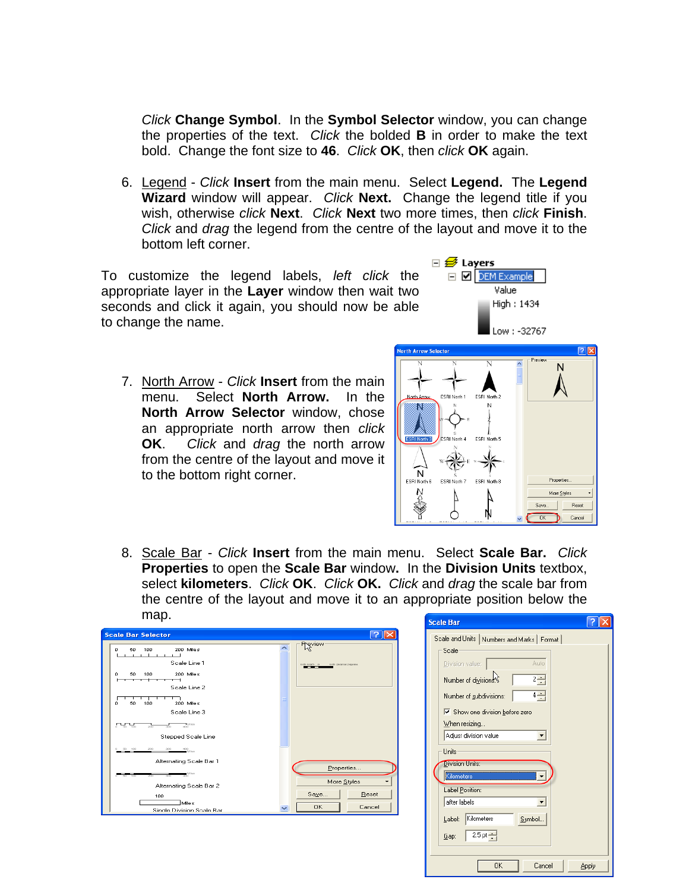*Click* **Change Symbol**. In the **Symbol Selector** window, you can change the properties of the text. *Click* the bolded **B** in order to make the text bold. Change the font size to **46**. *Click* **OK**, then *click* **OK** again.

6. Legend - *Click* **Insert** from the main menu. Select **Legend.** The **Legend Wizard** window will appear. *Click* **Next.** Change the legend title if you wish, otherwise *click* **Next**. *Click* **Next** two more times, then *click* **Finish**. *Click* and *drag* the legend from the centre of the layout and move it to the bottom left corner.

To customize the legend labels, *left click* the appropriate layer in the **Layer** window then wait two seconds and click it again, you should now be able to change the name.

7. North Arrow - *Click* **Insert** from the main menu. Select **North Arrow.** In the **North Arrow Selector** window, chose an appropriate north arrow then *click* **OK**. *Click* and *drag* the north arrow from the centre of the layout and move it to the bottom right corner.

8. Scale Bar - *Click* **Insert** from the main menu. Select **Scale Bar.** *Click* **Properties** to open the **Scale Bar** window**.** In the **Division Units** textbox, select **kilometers**. *Click* **OK**. *Click* **OK.** *Click* and *drag* the scale bar from the centre of the layout and move it to an appropriate position below the map.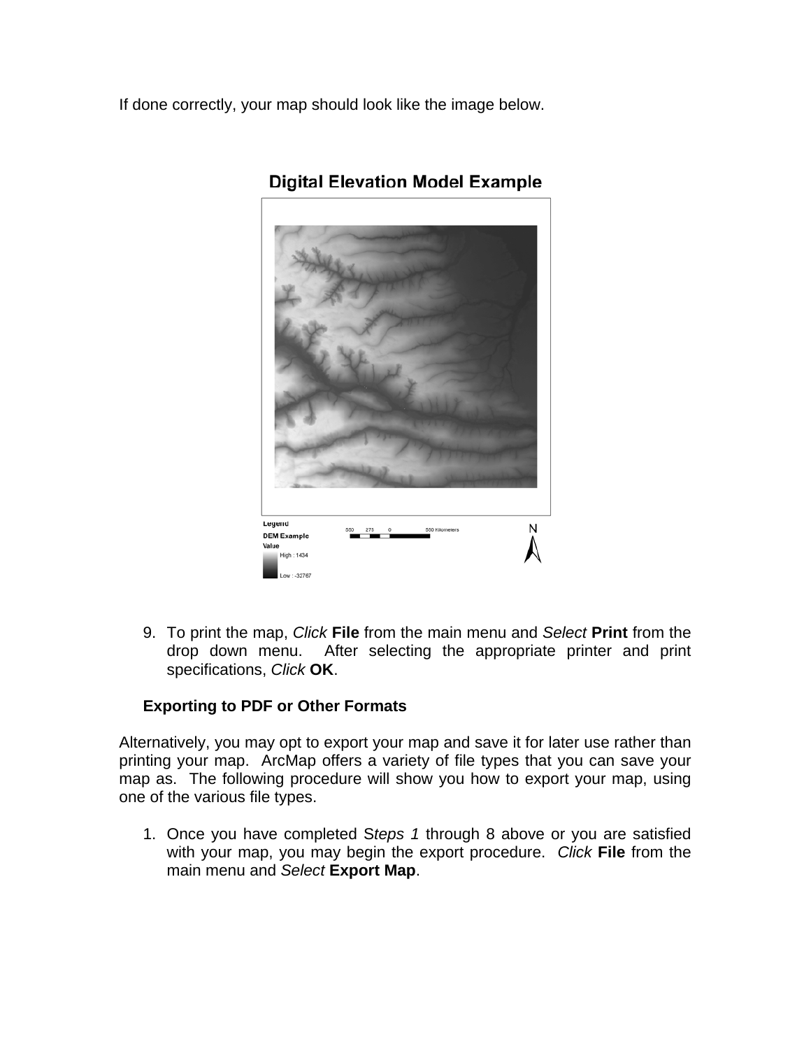If done correctly, your map should look like the image below.

9. To print the map, *Click* **File** from the main menu and *Select* **Print** from the drop down menu. After selecting the appropriate printer and print specifications, *Click* **OK**.

**Exporting to PDF or Other Formats**

Alternatively, you may opt to export your map and save it for later use rather than printing your map. ArcMap offers a variety of file types that you can save your map as. The following procedure will show you how to export your map, using one of the various file types.

1. Once you have completed S*teps 1* through 8 above or you are satisfied with your map, you may begin the export procedure. *Click* **File** from the main menu and *Select* **Export Map**.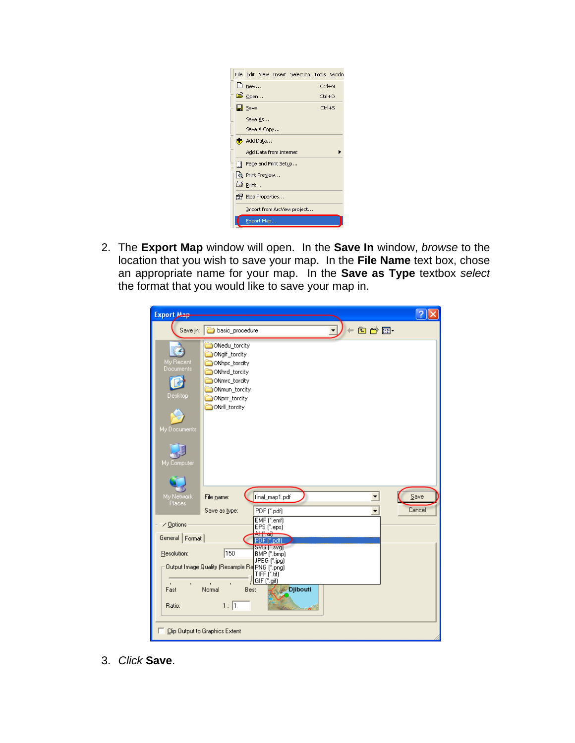2. The **Export Map** window will open. In the **Save In** window, *browse* to the location that you wish to save your map. In the **File Name** text box, chose an appropriate name for your map. In the **Save as Type** textbox *select* the format that you would like to save your map in.

3. *Click* **Save**.